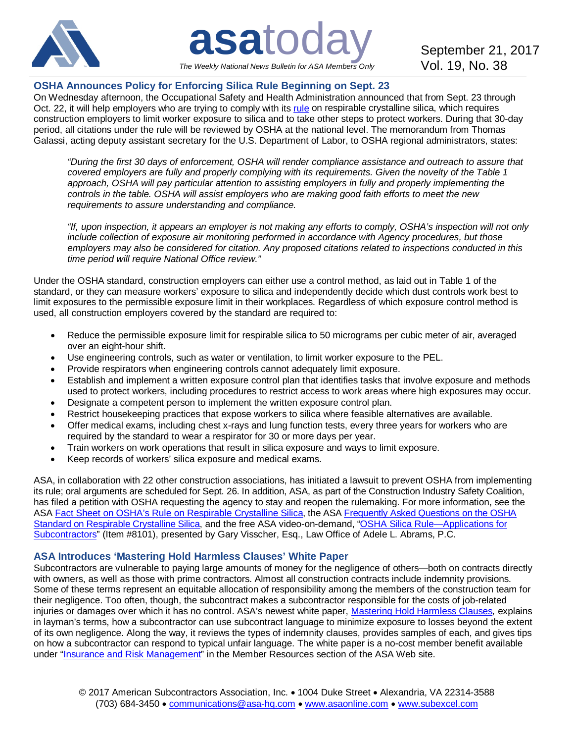# asatoday

*The Weekly National News Bulletin for ASA Members Only*

September 21, 2017
Vol. 19, No. 38

## OSHA Announces Policy for Enforcing Silica Rule Beginning on Sept. 23

On Wednesday afternoon, the Occupational Safety and Health Administration announced that from Sept. 23 through Oct. 22, it will help employers who are trying to comply with its rule on respirable crystalline silica, which requires construction employers to limit worker exposure to silica and to take other steps to protect workers. During that 30-day period, all citations under the rule will be reviewed by OSHA at the national level. The memorandum from Thomas Galassi, acting deputy assistant secretary for the U.S. Department of Labor, to OSHA regional administrators, states:

> *"During the first 30 days of enforcement, OSHA will render compliance assistance and outreach to assure that covered employers are fully and properly complying with its requirements. Given the novelty of the Table 1 approach, OSHA will pay particular attention to assisting employers in fully and properly implementing the controls in the table. OSHA will assist employers who are making good faith efforts to meet the new requirements to assure understanding and compliance.*
>
> *"If, upon inspection, it appears an employer is not making any efforts to comply, OSHA's inspection will not only include collection of exposure air monitoring performed in accordance with Agency procedures, but those employers may also be considered for citation. Any proposed citations related to inspections conducted in this time period will require National Office review."*

Under the OSHA standard, construction employers can either use a control method, as laid out in Table 1 of the standard, or they can measure workers' exposure to silica and independently decide which dust controls work best to limit exposures to the permissible exposure limit in their workplaces. Regardless of which exposure control method is used, all construction employers covered by the standard are required to:

- Reduce the permissible exposure limit for respirable silica to 50 micrograms per cubic meter of air, averaged over an eight-hour shift.
- Use engineering controls, such as water or ventilation, to limit worker exposure to the PEL.
- Provide respirators when engineering controls cannot adequately limit exposure.
- Establish and implement a written exposure control plan that identifies tasks that involve exposure and methods used to protect workers, including procedures to restrict access to work areas where high exposures may occur.
- Designate a competent person to implement the written exposure control plan.
- Restrict housekeeping practices that expose workers to silica where feasible alternatives are available.
- Offer medical exams, including chest x-rays and lung function tests, every three years for workers who are required by the standard to wear a respirator for 30 or more days per year.
- Train workers on work operations that result in silica exposure and ways to limit exposure.
- Keep records of workers' silica exposure and medical exams.

ASA, in collaboration with 22 other construction associations, has initiated a lawsuit to prevent OSHA from implementing its rule; oral arguments are scheduled for Sept. 26. In addition, ASA, as part of the Construction Industry Safety Coalition, has filed a petition with OSHA requesting the agency to stay and reopen the rulemaking. For more information, see the ASA Fact Sheet on OSHA's Rule on Respirable Crystalline Silica, the ASA Frequently Asked Questions on the OSHA Standard on Respirable Crystalline Silica, and the free ASA video-on-demand, "OSHA Silica Rule—Applications for Subcontractors" (Item #8101), presented by Gary Visscher, Esq., Law Office of Adele L. Abrams, P.C.

## ASA Introduces 'Mastering Hold Harmless Clauses' White Paper

Subcontractors are vulnerable to paying large amounts of money for the negligence of others—both on contracts directly with owners, as well as those with prime contractors. Almost all construction contracts include indemnity provisions. Some of these terms represent an equitable allocation of responsibility among the members of the construction team for their negligence. Too often, though, the subcontract makes a subcontractor responsible for the costs of job-related injuries or damages over which it has no control. ASA's newest white paper, Mastering Hold Harmless Clauses*,* explains in layman's terms, how a subcontractor can use subcontract language to minimize exposure to losses beyond the extent of its own negligence. Along the way, it reviews the types of indemnity clauses, provides samples of each, and gives tips on how a subcontractor can respond to typical unfair language. The white paper is a no-cost member benefit available under "Insurance and Risk Management" in the Member Resources section of the ASA Web site.

© 2017 American Subcontractors Association, Inc. • 1004 Duke Street • Alexandria, VA 22314-3588
(703) 684-3450 • communications@asa-hq.com • www.asaonline.com • www.subexcel.com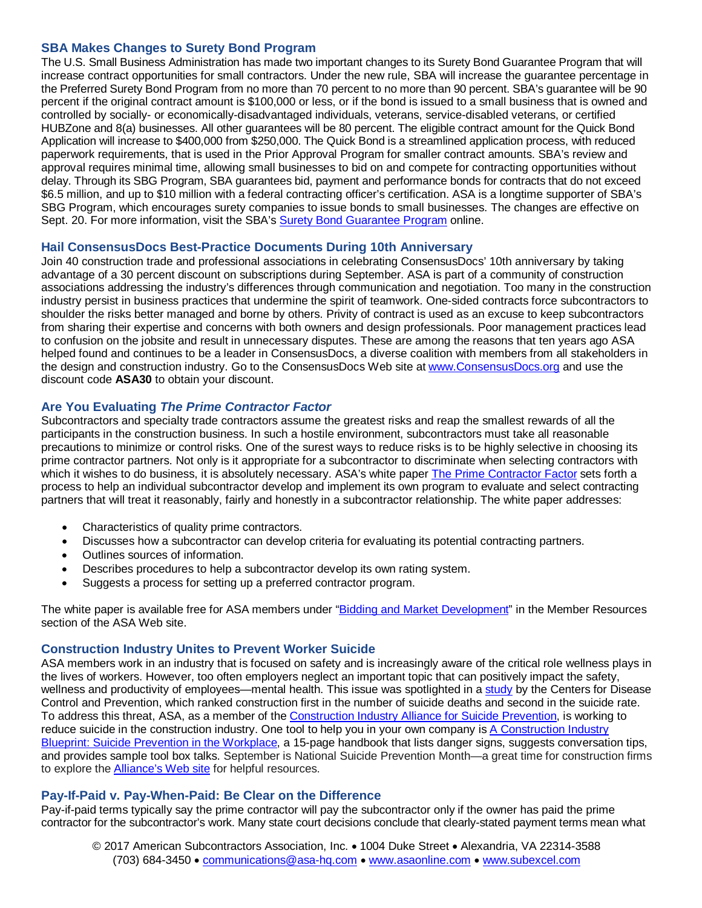## SBA Makes Changes to Surety Bond Program

The U.S. Small Business Administration has made two important changes to its Surety Bond Guarantee Program that will increase contract opportunities for small contractors. Under the new rule, SBA will increase the guarantee percentage in the Preferred Surety Bond Program from no more than 70 percent to no more than 90 percent. SBA's guarantee will be 90 percent if the original contract amount is $100,000 or less, or if the bond is issued to a small business that is owned and controlled by socially- or economically-disadvantaged individuals, veterans, service-disabled veterans, or certified HUBZone and 8(a) businesses. All other guarantees will be 80 percent. The eligible contract amount for the Quick Bond Application will increase to $400,000 from $250,000. The Quick Bond is a streamlined application process, with reduced paperwork requirements, that is used in the Prior Approval Program for smaller contract amounts. SBA's review and approval requires minimal time, allowing small businesses to bid on and compete for contracting opportunities without delay. Through its SBG Program, SBA guarantees bid, payment and performance bonds for contracts that do not exceed $6.5 million, and up to $10 million with a federal contracting officer's certification. ASA is a longtime supporter of SBA's SBG Program, which encourages surety companies to issue bonds to small businesses. The changes are effective on Sept. 20. For more information, visit the SBA's Surety Bond Guarantee Program online.

## Hail ConsensusDocs Best-Practice Documents During 10th Anniversary

Join 40 construction trade and professional associations in celebrating ConsensusDocs' 10th anniversary by taking advantage of a 30 percent discount on subscriptions during September. ASA is part of a community of construction associations addressing the industry's differences through communication and negotiation. Too many in the construction industry persist in business practices that undermine the spirit of teamwork. One-sided contracts force subcontractors to shoulder the risks better managed and borne by others. Privity of contract is used as an excuse to keep subcontractors from sharing their expertise and concerns with both owners and design professionals. Poor management practices lead to confusion on the jobsite and result in unnecessary disputes. These are among the reasons that ten years ago ASA helped found and continues to be a leader in ConsensusDocs, a diverse coalition with members from all stakeholders in the design and construction industry. Go to the ConsensusDocs Web site at www.ConsensusDocs.org and use the discount code **ASA30** to obtain your discount.

## Are You Evaluating *The Prime Contractor Factor*

Subcontractors and specialty trade contractors assume the greatest risks and reap the smallest rewards of all the participants in the construction business. In such a hostile environment, subcontractors must take all reasonable precautions to minimize or control risks. One of the surest ways to reduce risks is to be highly selective in choosing its prime contractor partners. Not only is it appropriate for a subcontractor to discriminate when selecting contractors with which it wishes to do business, it is absolutely necessary. ASA's white paper The Prime Contractor Factor sets forth a process to help an individual subcontractor develop and implement its own program to evaluate and select contracting partners that will treat it reasonably, fairly and honestly in a subcontractor relationship. The white paper addresses:

- Characteristics of quality prime contractors.
- Discusses how a subcontractor can develop criteria for evaluating its potential contracting partners.
- Outlines sources of information.
- Describes procedures to help a subcontractor develop its own rating system.
- Suggests a process for setting up a preferred contractor program.

The white paper is available free for ASA members under "Bidding and Market Development" in the Member Resources section of the ASA Web site.

## Construction Industry Unites to Prevent Worker Suicide

ASA members work in an industry that is focused on safety and is increasingly aware of the critical role wellness plays in the lives of workers. However, too often employers neglect an important topic that can positively impact the safety, wellness and productivity of employees—mental health. This issue was spotlighted in a study by the Centers for Disease Control and Prevention, which ranked construction first in the number of suicide deaths and second in the suicide rate. To address this threat, ASA, as a member of the Construction Industry Alliance for Suicide Prevention, is working to reduce suicide in the construction industry. One tool to help you in your own company is A Construction Industry Blueprint: Suicide Prevention in the Workplace, a 15-page handbook that lists danger signs, suggests conversation tips, and provides sample tool box talks. September is National Suicide Prevention Month—a great time for construction firms to explore the Alliance's Web site for helpful resources.

## Pay-If-Paid v. Pay-When-Paid: Be Clear on the Difference

Pay-if-paid terms typically say the prime contractor will pay the subcontractor only if the owner has paid the prime contractor for the subcontractor's work. Many state court decisions conclude that clearly-stated payment terms mean what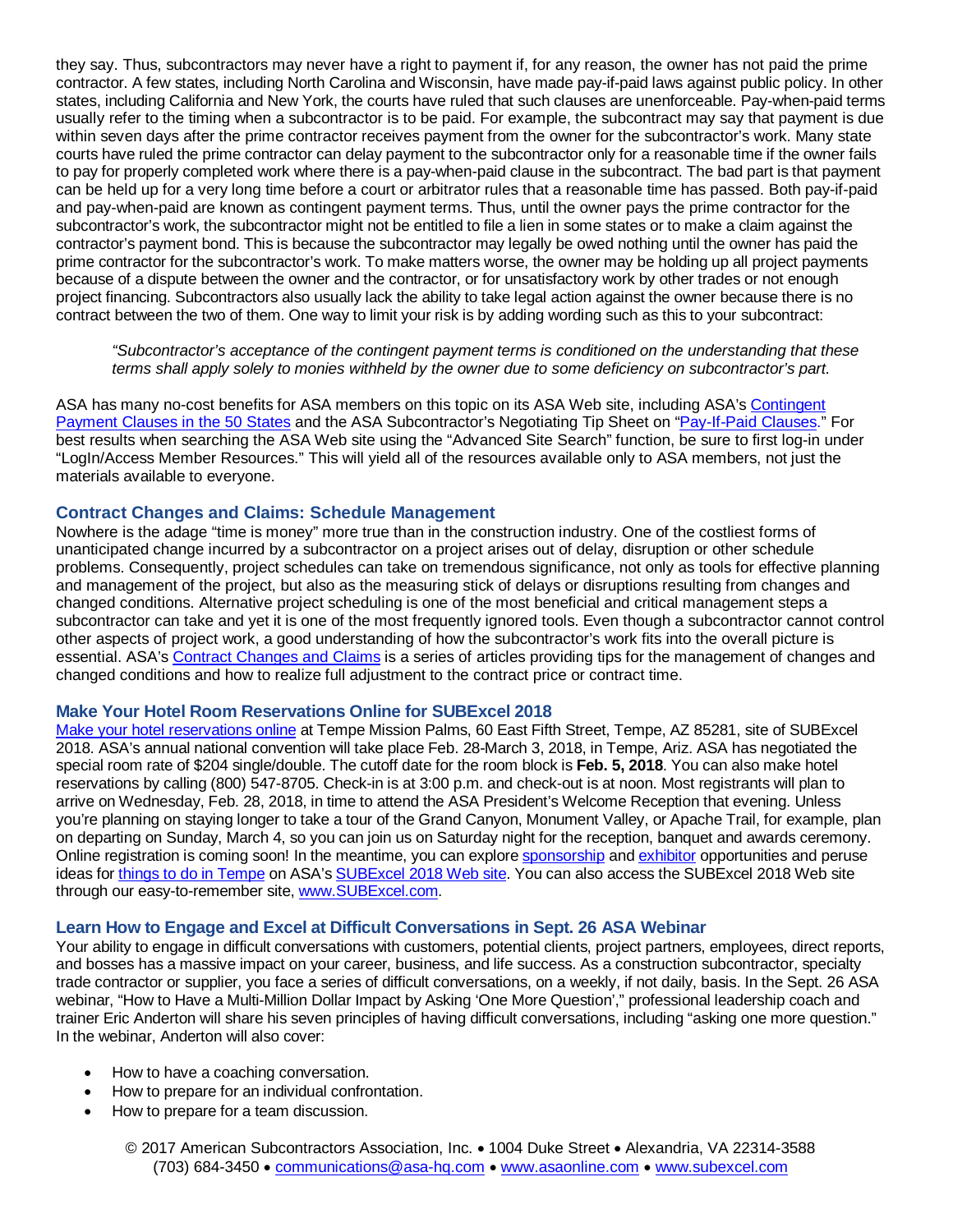they say. Thus, subcontractors may never have a right to payment if, for any reason, the owner has not paid the prime contractor. A few states, including North Carolina and Wisconsin, have made pay-if-paid laws against public policy. In other states, including California and New York, the courts have ruled that such clauses are unenforceable. Pay-when-paid terms usually refer to the timing when a subcontractor is to be paid. For example, the subcontract may say that payment is due within seven days after the prime contractor receives payment from the owner for the subcontractor's work. Many state courts have ruled the prime contractor can delay payment to the subcontractor only for a reasonable time if the owner fails to pay for properly completed work where there is a pay-when-paid clause in the subcontract. The bad part is that payment can be held up for a very long time before a court or arbitrator rules that a reasonable time has passed. Both pay-if-paid and pay-when-paid are known as contingent payment terms. Thus, until the owner pays the prime contractor for the subcontractor's work, the subcontractor might not be entitled to file a lien in some states or to make a claim against the contractor's payment bond. This is because the subcontractor may legally be owed nothing until the owner has paid the prime contractor for the subcontractor's work. To make matters worse, the owner may be holding up all project payments because of a dispute between the owner and the contractor, or for unsatisfactory work by other trades or not enough project financing. Subcontractors also usually lack the ability to take legal action against the owner because there is no contract between the two of them. One way to limit your risk is by adding wording such as this to your subcontract:

> *"Subcontractor's acceptance of the contingent payment terms is conditioned on the understanding that these terms shall apply solely to monies withheld by the owner due to some deficiency on subcontractor's part.*

ASA has many no-cost benefits for ASA members on this topic on its ASA Web site, including ASA's Contingent Payment Clauses in the 50 States and the ASA Subcontractor's Negotiating Tip Sheet on "Pay-If-Paid Clauses." For best results when searching the ASA Web site using the "Advanced Site Search" function, be sure to first log-in under "LogIn/Access Member Resources." This will yield all of the resources available only to ASA members, not just the materials available to everyone.

## Contract Changes and Claims: Schedule Management

Nowhere is the adage "time is money" more true than in the construction industry. One of the costliest forms of unanticipated change incurred by a subcontractor on a project arises out of delay, disruption or other schedule problems. Consequently, project schedules can take on tremendous significance, not only as tools for effective planning and management of the project, but also as the measuring stick of delays or disruptions resulting from changes and changed conditions. Alternative project scheduling is one of the most beneficial and critical management steps a subcontractor can take and yet it is one of the most frequently ignored tools. Even though a subcontractor cannot control other aspects of project work, a good understanding of how the subcontractor's work fits into the overall picture is essential. ASA's Contract Changes and Claims is a series of articles providing tips for the management of changes and changed conditions and how to realize full adjustment to the contract price or contract time.

## Make Your Hotel Room Reservations Online for SUBExcel 2018

Make your hotel reservations online at Tempe Mission Palms, 60 East Fifth Street, Tempe, AZ 85281, site of SUBExcel 2018. ASA's annual national convention will take place Feb. 28-March 3, 2018, in Tempe, Ariz. ASA has negotiated the special room rate of $204 single/double. The cutoff date for the room block is **Feb. 5, 2018**. You can also make hotel reservations by calling (800) 547-8705. Check-in is at 3:00 p.m. and check-out is at noon. Most registrants will plan to arrive on Wednesday, Feb. 28, 2018, in time to attend the ASA President's Welcome Reception that evening. Unless you're planning on staying longer to take a tour of the Grand Canyon, Monument Valley, or Apache Trail, for example, plan on departing on Sunday, March 4, so you can join us on Saturday night for the reception, banquet and awards ceremony. Online registration is coming soon! In the meantime, you can explore sponsorship and exhibitor opportunities and peruse ideas for things to do in Tempe on ASA's SUBExcel 2018 Web site. You can also access the SUBExcel 2018 Web site through our easy-to-remember site, www.SUBExcel.com.

## Learn How to Engage and Excel at Difficult Conversations in Sept. 26 ASA Webinar

Your ability to engage in difficult conversations with customers, potential clients, project partners, employees, direct reports, and bosses has a massive impact on your career, business, and life success. As a construction subcontractor, specialty trade contractor or supplier, you face a series of difficult conversations, on a weekly, if not daily, basis. In the Sept. 26 ASA webinar, "How to Have a Multi-Million Dollar Impact by Asking 'One More Question'," professional leadership coach and trainer Eric Anderton will share his seven principles of having difficult conversations, including "asking one more question." In the webinar, Anderton will also cover:

- How to have a coaching conversation.
- How to prepare for an individual confrontation.
- How to prepare for a team discussion.

© 2017 American Subcontractors Association, Inc. • 1004 Duke Street • Alexandria, VA 22314-3588
(703) 684-3450 • communications@asa-hq.com • www.asaonline.com • www.subexcel.com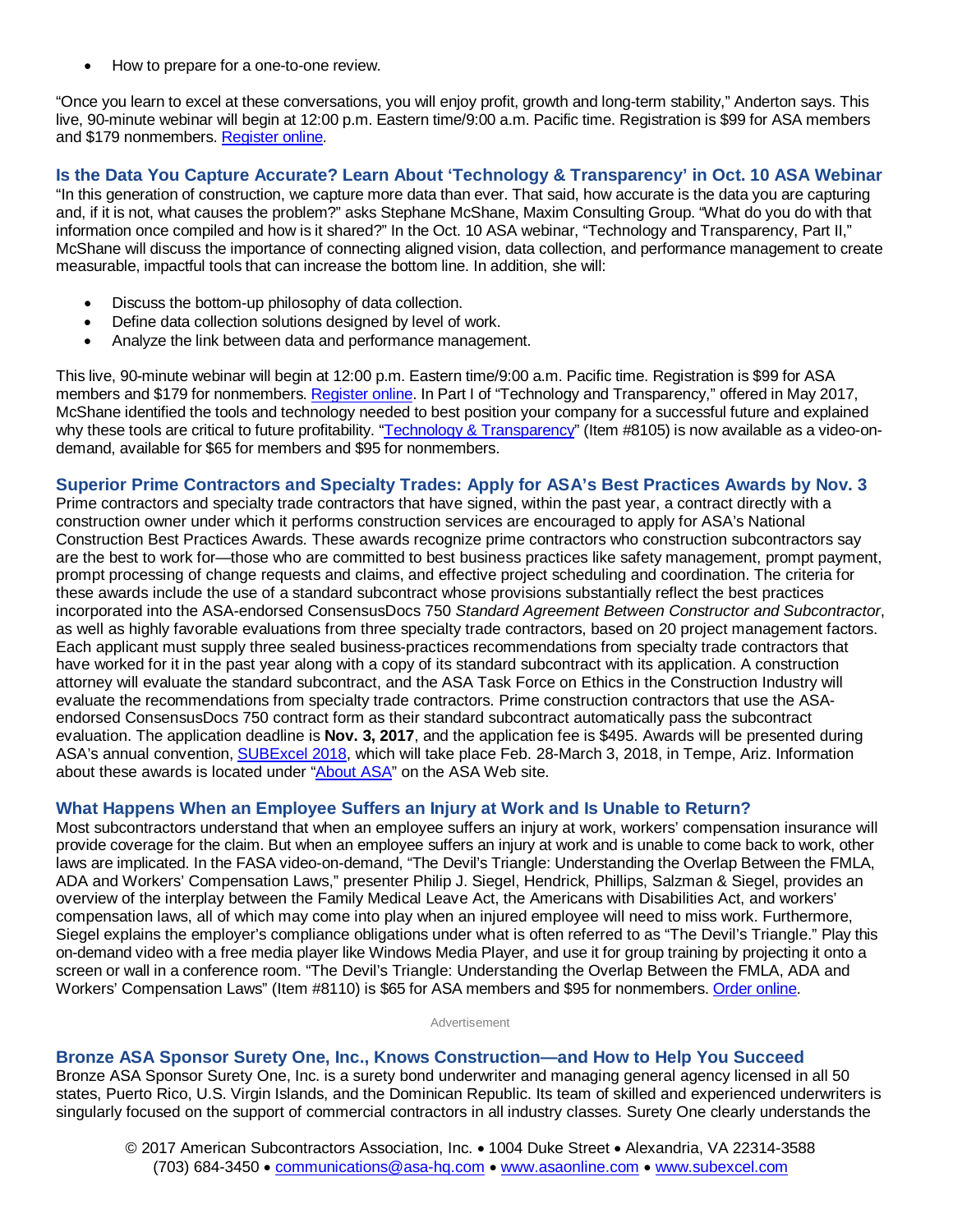- How to prepare for a one-to-one review.

"Once you learn to excel at these conversations, you will enjoy profit, growth and long-term stability," Anderton says. This live, 90-minute webinar will begin at 12:00 p.m. Eastern time/9:00 a.m. Pacific time. Registration is $99 for ASA members and $179 nonmembers. [Register online](#).

## Is the Data You Capture Accurate? Learn About 'Technology & Transparency' in Oct. 10 ASA Webinar

"In this generation of construction, we capture more data than ever. That said, how accurate is the data you are capturing and, if it is not, what causes the problem?" asks Stephane McShane, Maxim Consulting Group. "What do you do with that information once compiled and how is it shared?" In the Oct. 10 ASA webinar, "Technology and Transparency, Part II," McShane will discuss the importance of connecting aligned vision, data collection, and performance management to create measurable, impactful tools that can increase the bottom line. In addition, she will:

- Discuss the bottom-up philosophy of data collection.
- Define data collection solutions designed by level of work.
- Analyze the link between data and performance management.

This live, 90-minute webinar will begin at 12:00 p.m. Eastern time/9:00 a.m. Pacific time. Registration is $99 for ASA members and $179 for nonmembers. [Register online](#). In Part I of "Technology and Transparency," offered in May 2017, McShane identified the tools and technology needed to best position your company for a successful future and explained why these tools are critical to future profitability. "[Technology & Transparency](#)" (Item #8105) is now available as a video-on-demand, available for $65 for members and $95 for nonmembers.

## Superior Prime Contractors and Specialty Trades: Apply for ASA's Best Practices Awards by Nov. 3

Prime contractors and specialty trade contractors that have signed, within the past year, a contract directly with a construction owner under which it performs construction services are encouraged to apply for ASA's National Construction Best Practices Awards. These awards recognize prime contractors who construction subcontractors say are the best to work for—those who are committed to best business practices like safety management, prompt payment, prompt processing of change requests and claims, and effective project scheduling and coordination. The criteria for these awards include the use of a standard subcontract whose provisions substantially reflect the best practices incorporated into the ASA-endorsed ConsensusDocs 750 *Standard Agreement Between Constructor and Subcontractor*, as well as highly favorable evaluations from three specialty trade contractors, based on 20 project management factors. Each applicant must supply three sealed business-practices recommendations from specialty trade contractors that have worked for it in the past year along with a copy of its standard subcontract with its application. A construction attorney will evaluate the standard subcontract, and the ASA Task Force on Ethics in the Construction Industry will evaluate the recommendations from specialty trade contractors. Prime construction contractors that use the ASA-endorsed ConsensusDocs 750 contract form as their standard subcontract automatically pass the subcontract evaluation. The application deadline is **Nov. 3, 2017**, and the application fee is $495. Awards will be presented during ASA's annual convention, [SUBExcel 2018](#), which will take place Feb. 28-March 3, 2018, in Tempe, Ariz. Information about these awards is located under "[About ASA](#)" on the ASA Web site.

## What Happens When an Employee Suffers an Injury at Work and Is Unable to Return?

Most subcontractors understand that when an employee suffers an injury at work, workers' compensation insurance will provide coverage for the claim. But when an employee suffers an injury at work and is unable to come back to work, other laws are implicated. In the FASA video-on-demand, "The Devil's Triangle: Understanding the Overlap Between the FMLA, ADA and Workers' Compensation Laws," presenter Philip J. Siegel, Hendrick, Phillips, Salzman & Siegel, provides an overview of the interplay between the Family Medical Leave Act, the Americans with Disabilities Act, and workers' compensation laws, all of which may come into play when an injured employee will need to miss work. Furthermore, Siegel explains the employer's compliance obligations under what is often referred to as "The Devil's Triangle." Play this on-demand video with a free media player like Windows Media Player, and use it for group training by projecting it onto a screen or wall in a conference room. "The Devil's Triangle: Understanding the Overlap Between the FMLA, ADA and Workers' Compensation Laws" (Item #8110) is $65 for ASA members and $95 for nonmembers. [Order online](#).

Advertisement

## Bronze ASA Sponsor Surety One, Inc., Knows Construction—and How to Help You Succeed

Bronze ASA Sponsor Surety One, Inc. is a surety bond underwriter and managing general agency licensed in all 50 states, Puerto Rico, U.S. Virgin Islands, and the Dominican Republic. Its team of skilled and experienced underwriters is singularly focused on the support of commercial contractors in all industry classes. Surety One clearly understands the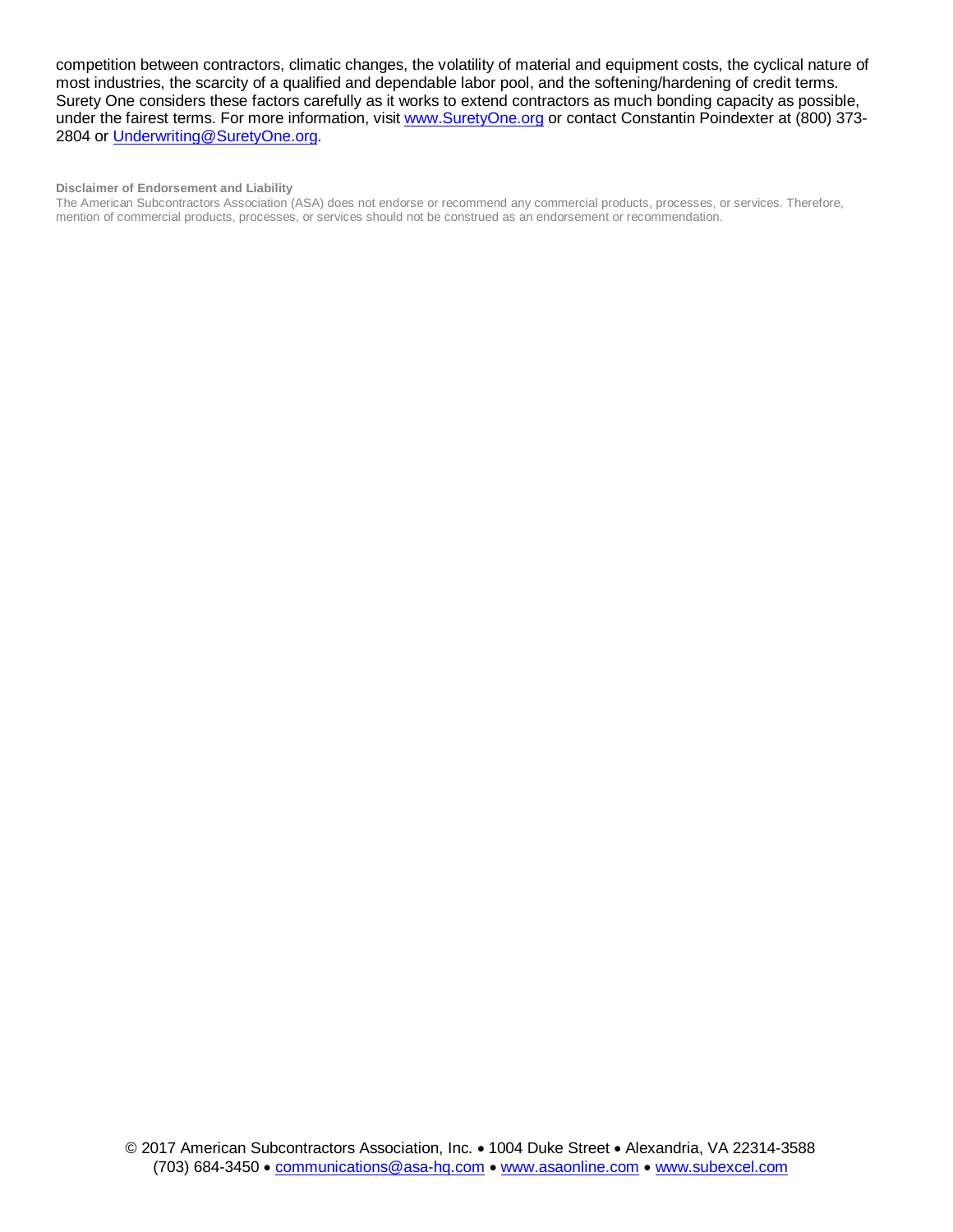competition between contractors, climatic changes, the volatility of material and equipment costs, the cyclical nature of most industries, the scarcity of a qualified and dependable labor pool, and the softening/hardening of credit terms. Surety One considers these factors carefully as it works to extend contractors as much bonding capacity as possible, under the fairest terms. For more information, visit www.SuretyOne.org or contact Constantin Poindexter at (800) 373-2804 or Underwriting@SuretyOne.org.

**Disclaimer of Endorsement and Liability**
The American Subcontractors Association (ASA) does not endorse or recommend any commercial products, processes, or services. Therefore, mention of commercial products, processes, or services should not be construed as an endorsement or recommendation.

© 2017 American Subcontractors Association, Inc. • 1004 Duke Street • Alexandria, VA 22314-3588
(703) 684-3450 • communications@asa-hq.com • www.asaonline.com • www.subexcel.com